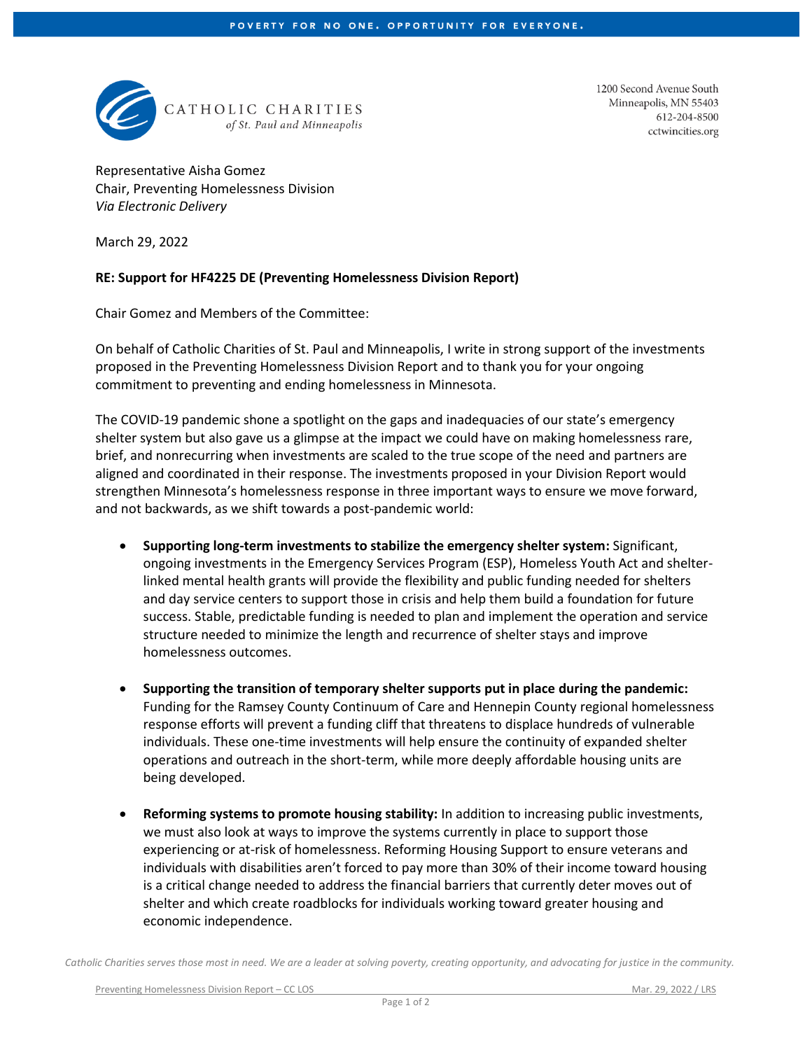CATHOLIC CHARITIES
*of St. Paul and Minneapolis*

1200 Second Avenue South
Minneapolis, MN 55403
612-204-8500
cctwincities.org

Representative Aisha Gomez
Chair, Preventing Homelessness Division
*Via Electronic Delivery*

March 29, 2022

**RE: Support for HF4225 DE (Preventing Homelessness Division Report)**

Chair Gomez and Members of the Committee:

On behalf of Catholic Charities of St. Paul and Minneapolis, I write in strong support of the investments proposed in the Preventing Homelessness Division Report and to thank you for your ongoing commitment to preventing and ending homelessness in Minnesota.

The COVID-19 pandemic shone a spotlight on the gaps and inadequacies of our state's emergency shelter system but also gave us a glimpse at the impact we could have on making homelessness rare, brief, and nonrecurring when investments are scaled to the true scope of the need and partners are aligned and coordinated in their response. The investments proposed in your Division Report would strengthen Minnesota's homelessness response in three important ways to ensure we move forward, and not backwards, as we shift towards a post-pandemic world:

- **Supporting long-term investments to stabilize the emergency shelter system:** Significant, ongoing investments in the Emergency Services Program (ESP), Homeless Youth Act and shelter-linked mental health grants will provide the flexibility and public funding needed for shelters and day service centers to support those in crisis and help them build a foundation for future success. Stable, predictable funding is needed to plan and implement the operation and service structure needed to minimize the length and recurrence of shelter stays and improve homelessness outcomes.

- **Supporting the transition of temporary shelter supports put in place during the pandemic:** Funding for the Ramsey County Continuum of Care and Hennepin County regional homelessness response efforts will prevent a funding cliff that threatens to displace hundreds of vulnerable individuals. These one-time investments will help ensure the continuity of expanded shelter operations and outreach in the short-term, while more deeply affordable housing units are being developed.

- **Reforming systems to promote housing stability:** In addition to increasing public investments, we must also look at ways to improve the systems currently in place to support those experiencing or at-risk of homelessness. Reforming Housing Support to ensure veterans and individuals with disabilities aren't forced to pay more than 30% of their income toward housing is a critical change needed to address the financial barriers that currently deter moves out of shelter and which create roadblocks for individuals working toward greater housing and economic independence.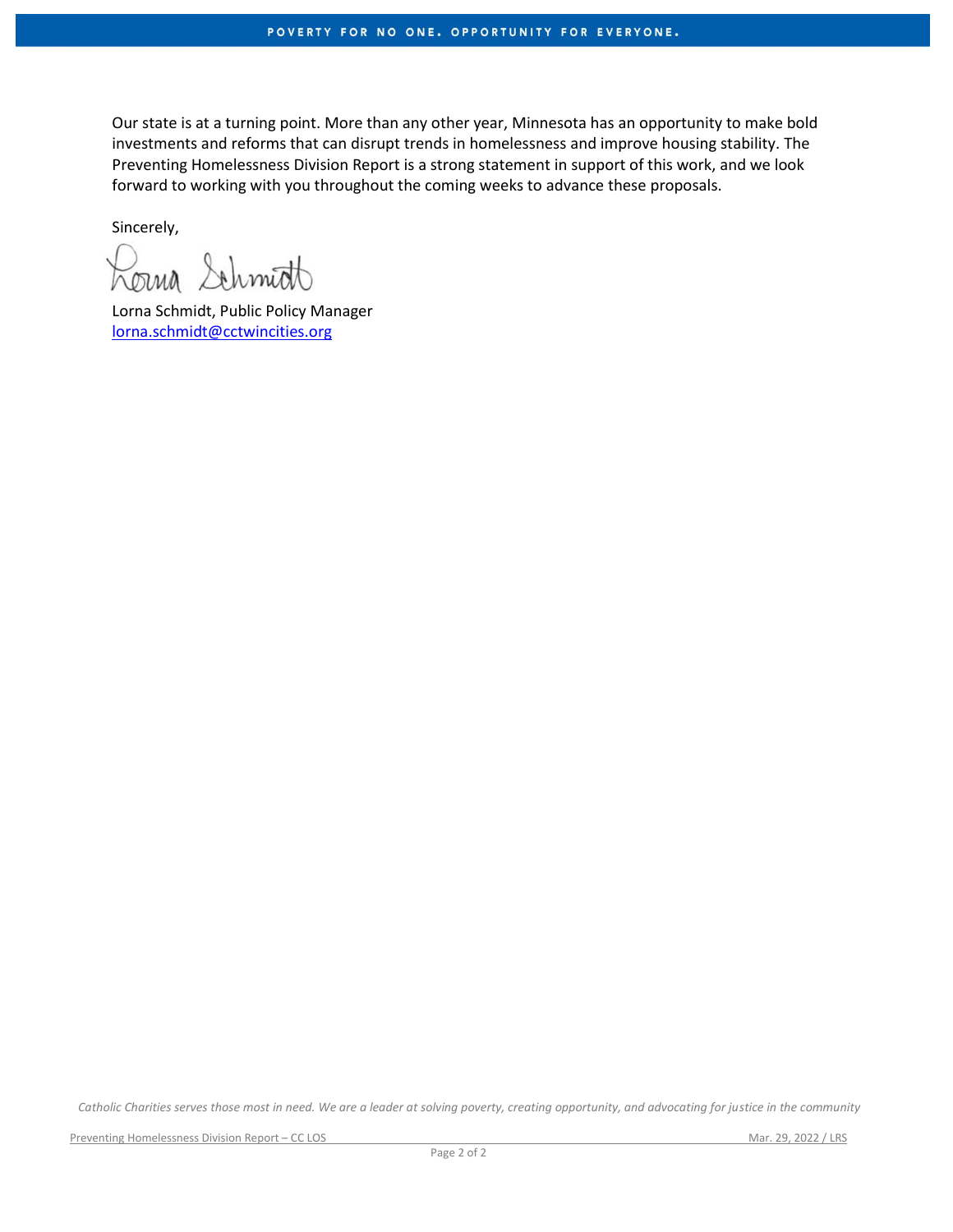Our state is at a turning point. More than any other year, Minnesota has an opportunity to make bold investments and reforms that can disrupt trends in homelessness and improve housing stability. The Preventing Homelessness Division Report is a strong statement in support of this work, and we look forward to working with you throughout the coming weeks to advance these proposals.

Sincerely,

Lorna Schmidt, Public Policy Manager
lorna.schmidt@cctwincities.org